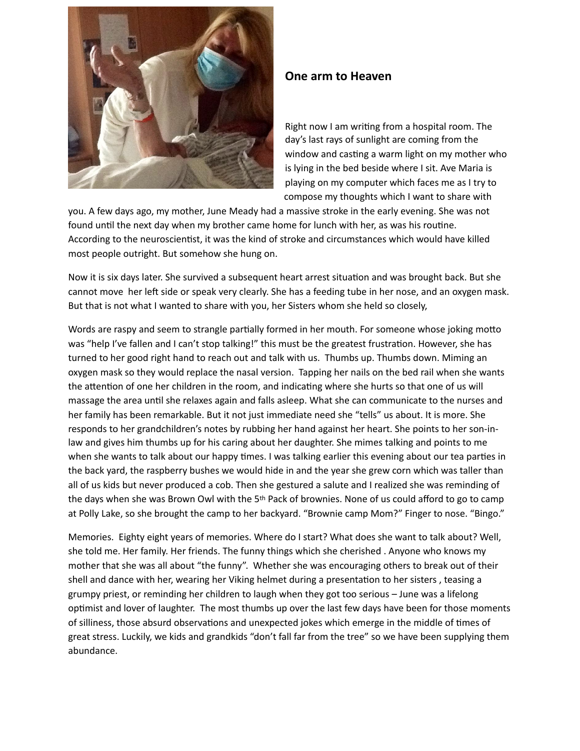## One arm to Heaven

Right now I am writing from a hospital room. The day's last rays of sunlight are coming from the window and casting a warm light on my mother who is lying in the bed beside where I sit. Ave Maria is playing on my computer which faces me as I try to compose my thoughts which I want to share with you. A few days ago, my mother, June Meady had a massive stroke in the early evening. She was not found until the next day when my brother came home for lunch with her, as was his routine. According to the neuroscientist, it was the kind of stroke and circumstances which would have killed most people outright. But somehow she hung on.

Now it is six days later. She survived a subsequent heart arrest situation and was brought back. But she cannot move her left side or speak very clearly. She has a feeding tube in her nose, and an oxygen mask. But that is not what I wanted to share with you, her Sisters whom she held so closely,

Words are raspy and seem to strangle partially formed in her mouth. For someone whose joking motto was "help I've fallen and I can't stop talking!" this must be the greatest frustration. However, she has turned to her good right hand to reach out and talk with us. Thumbs up. Thumbs down. Miming an oxygen mask so they would replace the nasal version. Tapping her nails on the bed rail when she wants the attention of one her children in the room, and indicating where she hurts so that one of us will massage the area until she relaxes again and falls asleep. What she can communicate to the nurses and her family has been remarkable. But it not just immediate need she "tells" us about. It is more. She responds to her grandchildren's notes by rubbing her hand against her heart. She points to her son-in-law and gives him thumbs up for his caring about her daughter. She mimes talking and points to me when she wants to talk about our happy times. I was talking earlier this evening about our tea parties in the back yard, the raspberry bushes we would hide in and the year she grew corn which was taller than all of us kids but never produced a cob. Then she gestured a salute and I realized she was reminding of the days when she was Brown Owl with the 5th Pack of brownies. None of us could afford to go to camp at Polly Lake, so she brought the camp to her backyard. "Brownie camp Mom?" Finger to nose. "Bingo."

Memories. Eighty eight years of memories. Where do I start? What does she want to talk about? Well, she told me. Her family. Her friends. The funny things which she cherished . Anyone who knows my mother that she was all about "the funny". Whether she was encouraging others to break out of their shell and dance with her, wearing her Viking helmet during a presentation to her sisters , teasing a grumpy priest, or reminding her children to laugh when they got too serious – June was a lifelong optimist and lover of laughter. The most thumbs up over the last few days have been for those moments of silliness, those absurd observations and unexpected jokes which emerge in the middle of times of great stress. Luckily, we kids and grandkids "don't fall far from the tree" so we have been supplying them abundance.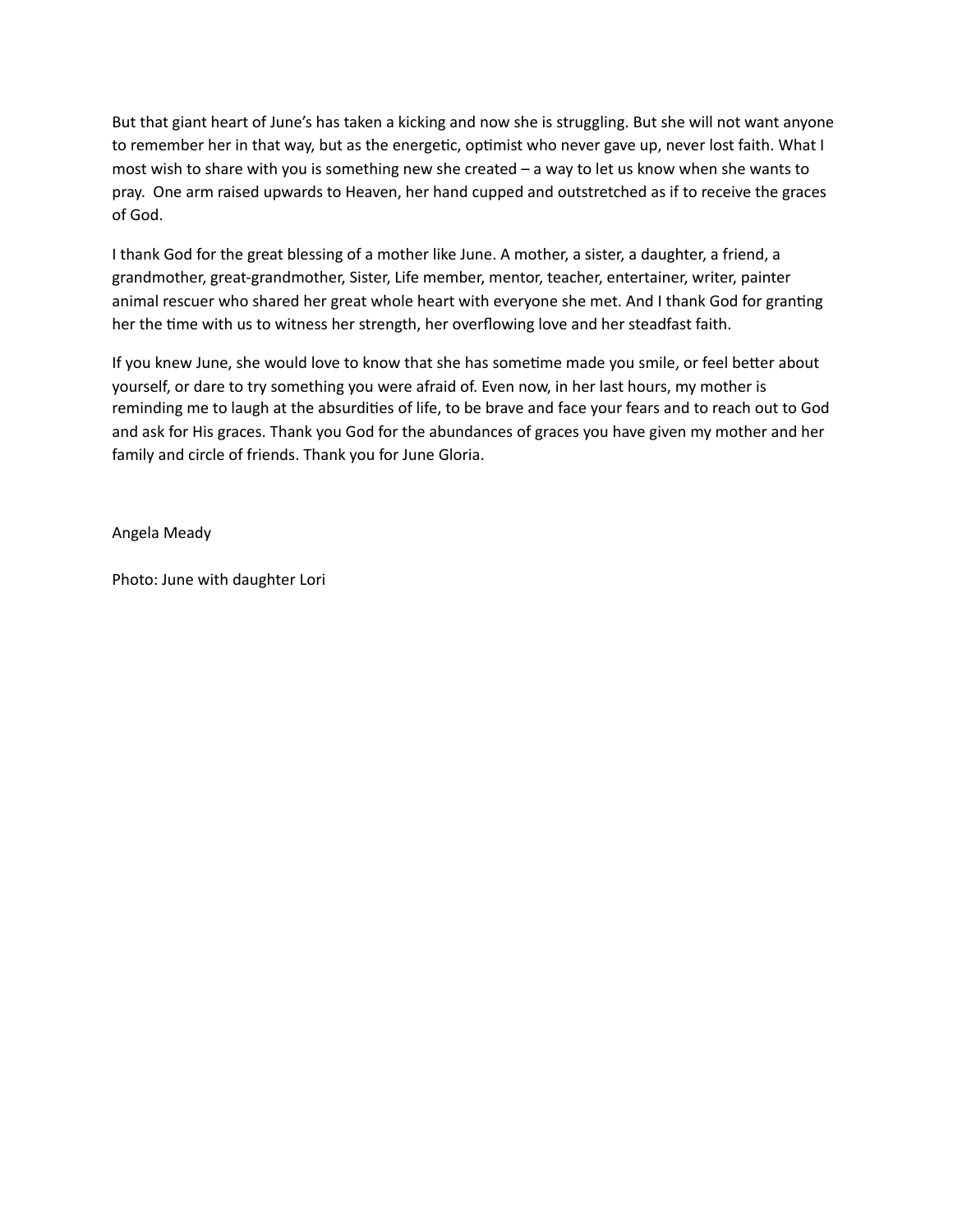But that giant heart of June's has taken a kicking and now she is struggling. But she will not want anyone to remember her in that way, but as the energetic, optimist who never gave up, never lost faith. What I most wish to share with you is something new she created – a way to let us know when she wants to pray. One arm raised upwards to Heaven, her hand cupped and outstretched as if to receive the graces of God.

I thank God for the great blessing of a mother like June. A mother, a sister, a daughter, a friend, a grandmother, great-grandmother, Sister, Life member, mentor, teacher, entertainer, writer, painter animal rescuer who shared her great whole heart with everyone she met. And I thank God for granting her the time with us to witness her strength, her overflowing love and her steadfast faith.

If you knew June, she would love to know that she has sometime made you smile, or feel better about yourself, or dare to try something you were afraid of. Even now, in her last hours, my mother is reminding me to laugh at the absurdities of life, to be brave and face your fears and to reach out to God and ask for His graces. Thank you God for the abundances of graces you have given my mother and her family and circle of friends. Thank you for June Gloria.

Angela Meady

Photo: June with daughter Lori